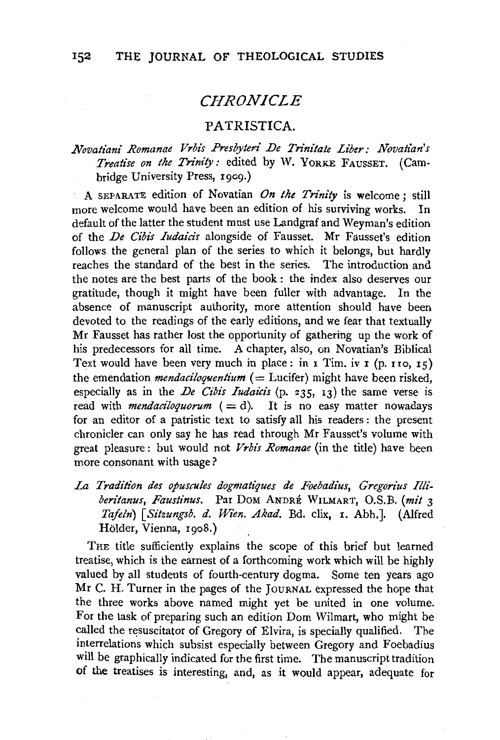# CHRONICLE

## PATRISTICA.

*Novatiani Romanae Vrbis Presbyteri De Trinitate Liber: Novatian's Treatise on the Trinity*: edited by W. YORKE FAUSSET. (Cambridge University Press, 1909.)

A SEPARATE edition of Novatian *On the Trinity* is welcome; still more welcome would have been an edition of his surviving works. In default of the latter the student must use Landgraf and Weyman's edition of the *De Cibis Iudaicis* alongside of Fausset. Mr Fausset's edition follows the general plan of the series to which it belongs, but hardly reaches the standard of the best in the series. The introduction and the notes are the best parts of the book: the index also deserves our gratitude, though it might have been fuller with advantage. In the absence of manuscript authority, more attention should have been devoted to the readings of the early editions, and we fear that textually Mr Fausset has rather lost the opportunity of gathering up the work of his predecessors for all time. A chapter, also, on Novatian's Biblical Text would have been very much in place: in 1 Tim. iv 1 (p. 110, 15) the emendation *mendaciloquentium* (= Lucifer) might have been risked, especially as in the *De Cibis Iudaicis* (p. 235, 13) the same verse is read with *mendaciloquorum* (= d). It is no easy matter nowadays for an editor of a patristic text to satisfy all his readers: the present chronicler can only say he has read through Mr Fausset's volume with great pleasure: but would not *Vrbis Romanae* (in the title) have been more consonant with usage?

*La Tradition des opuscules dogmatiques de Foebadius, Gregorius Illiberitanus, Faustinus.* Par DOM ANDRÉ WILMART, O.S.B. (*mit 3 Tafeln*) [*Sitzungsb. d. Wien. Akad.* Bd. clix, 1. Abh.]. (Alfred Hölder, Vienna, 1908.)

THE title sufficiently explains the scope of this brief but learned treatise, which is the earnest of a forthcoming work which will be highly valued by all students of fourth-century dogma. Some ten years ago Mr C. H. Turner in the pages of the JOURNAL expressed the hope that the three works above named might yet be united in one volume. For the task of preparing such an edition Dom Wilmart, who might be called the resuscitator of Gregory of Elvira, is specially qualified. The interrelations which subsist especially between Gregory and Foebadius will be graphically indicated for the first time. The manuscript tradition of the treatises is interesting, and, as it would appear, adequate for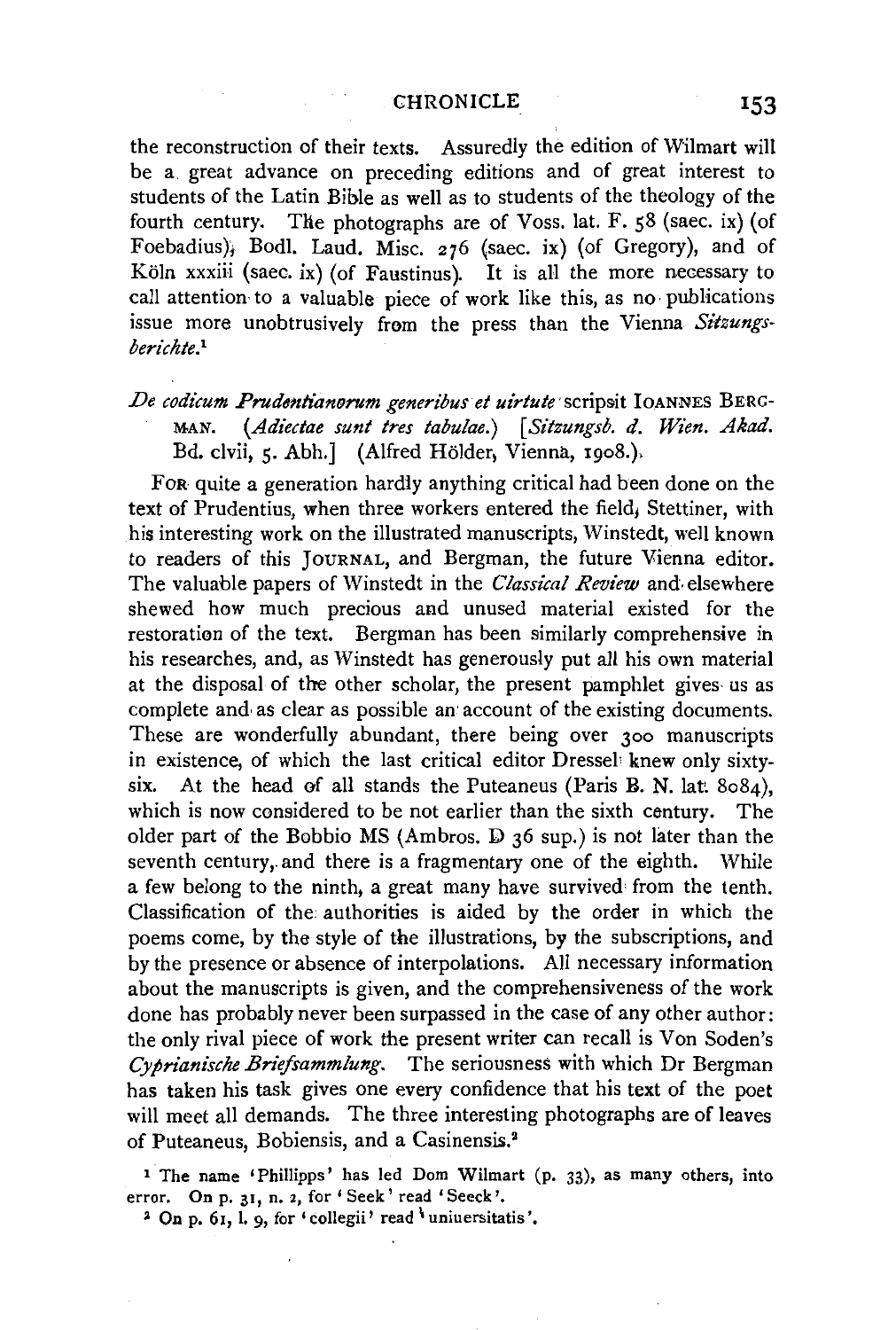the reconstruction of their texts. Assuredly the edition of Wilmart will be a great advance on preceding editions and of great interest to students of the Latin Bible as well as to students of the theology of the fourth century. The photographs are of Voss. lat. F. 58 (saec. ix) (of Foebadius), Bodl. Laud. Misc. 276 (saec. ix) (of Gregory), and of Köln xxxiii (saec. ix) (of Faustinus). It is all the more necessary to call attention to a valuable piece of work like this, as no publications issue more unobtrusively from the press than the Vienna *Sitzungsberichte*.[1]

*De codicum Prudentianorum generibus et uirtute* scripsit IOANNES BERGMAN. (*Adiectae sunt tres tabulae.*) [*Sitzungsb. d. Wien. Akad.* Bd. clvii, 5. Abh.] (Alfred Hölder, Vienna, 1908.)

FOR quite a generation hardly anything critical had been done on the text of Prudentius, when three workers entered the field, Stettiner, with his interesting work on the illustrated manuscripts, Winstedt, well known to readers of this JOURNAL, and Bergman, the future Vienna editor. The valuable papers of Winstedt in the *Classical Review* and elsewhere shewed how much precious and unused material existed for the restoration of the text. Bergman has been similarly comprehensive in his researches, and, as Winstedt has generously put all his own material at the disposal of the other scholar, the present pamphlet gives us as complete and as clear as possible an account of the existing documents. These are wonderfully abundant, there being over 300 manuscripts in existence, of which the last critical editor Dressel knew only sixty-six. At the head of all stands the Puteaneus (Paris B. N. lat. 8084), which is now considered to be not earlier than the sixth century. The older part of the Bobbio MS (Ambros. D 36 sup.) is not later than the seventh century, and there is a fragmentary one of the eighth. While a few belong to the ninth, a great many have survived from the tenth. Classification of the authorities is aided by the order in which the poems come, by the style of the illustrations, by the subscriptions, and by the presence or absence of interpolations. All necessary information about the manuscripts is given, and the comprehensiveness of the work done has probably never been surpassed in the case of any other author: the only rival piece of work the present writer can recall is Von Soden's *Cyprianische Briefsammlung*. The seriousness with which Dr Bergman has taken his task gives one every confidence that his text of the poet will meet all demands. The three interesting photographs are of leaves of Puteaneus, Bobiensis, and a Casinensis.[2]

[1] The name 'Phillipps' has led Dom Wilmart (p. 33), as many others, into error. On p. 31, n. 2, for 'Seek' read 'Seeck'.

[2] On p. 61, l. 9, for 'collegii' read 'uniuersitatis'.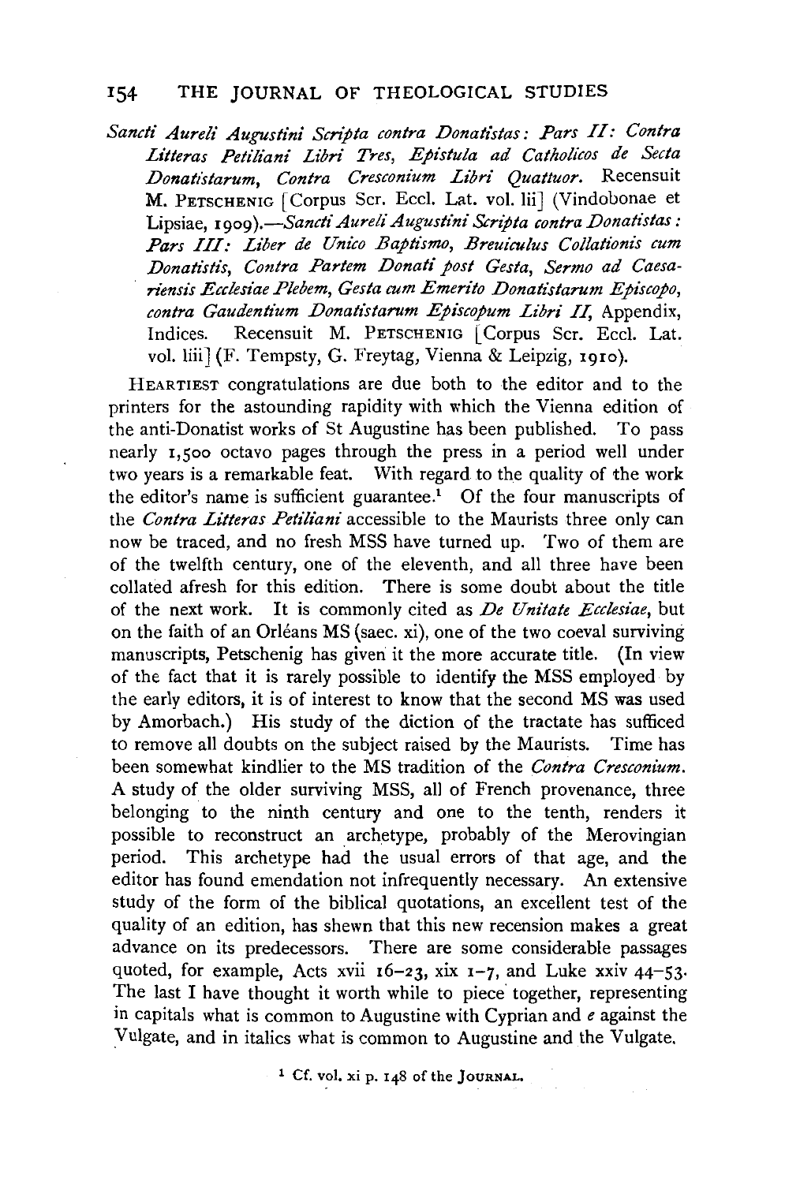*Sancti Aureli Augustini Scripta contra Donatistas: Pars II: Contra Litteras Petiliani Libri Tres, Epistula ad Catholicos de Secta Donatistarum, Contra Cresconium Libri Quattuor.* Recensuit M. PETSCHENIG [Corpus Scr. Eccl. Lat. vol. lii] (Vindobonae et Lipsiae, 1909).—*Sancti Aureli Augustini Scripta contra Donatistas: Pars III: Liber de Unico Baptismo, Breuiculus Collationis cum Donatistis, Contra Partem Donati post Gesta, Sermo ad Caesariensis Ecclesiae Plebem, Gesta cum Emerito Donatistarum Episcopo, contra Gaudentium Donatistarum Episcopum Libri II,* Appendix, Indices. Recensuit M. PETSCHENIG [Corpus Scr. Eccl. Lat. vol. liii] (F. Tempsty, G. Freytag, Vienna & Leipzig, 1910).

HEARTIEST congratulations are due both to the editor and to the printers for the astounding rapidity with which the Vienna edition of the anti-Donatist works of St Augustine has been published. To pass nearly 1,500 octavo pages through the press in a period well under two years is a remarkable feat. With regard to the quality of the work the editor's name is sufficient guarantee.[1] Of the four manuscripts of the *Contra Litteras Petiliani* accessible to the Maurists three only can now be traced, and no fresh MSS have turned up. Two of them are of the twelfth century, one of the eleventh, and all three have been collated afresh for this edition. There is some doubt about the title of the next work. It is commonly cited as *De Unitate Ecclesiae*, but on the faith of an Orléans MS (saec. xi), one of the two coeval surviving manuscripts, Petschenig has given it the more accurate title. (In view of the fact that it is rarely possible to identify the MSS employed by the early editors, it is of interest to know that the second MS was used by Amorbach.) His study of the diction of the tractate has sufficed to remove all doubts on the subject raised by the Maurists. Time has been somewhat kindlier to the MS tradition of the *Contra Cresconium*. A study of the older surviving MSS, all of French provenance, three belonging to the ninth century and one to the tenth, renders it possible to reconstruct an archetype, probably of the Merovingian period. This archetype had the usual errors of that age, and the editor has found emendation not infrequently necessary. An extensive study of the form of the biblical quotations, an excellent test of the quality of an edition, has shewn that this new recension makes a great advance on its predecessors. There are some considerable passages quoted, for example, Acts xvii 16–23, xix 1–7, and Luke xxiv 44–53. The last I have thought it worth while to piece together, representing in capitals what is common to Augustine with Cyprian and *e* against the Vulgate, and in italics what is common to Augustine and the Vulgate.

[1] Cf. vol. xi p. 148 of the JOURNAL.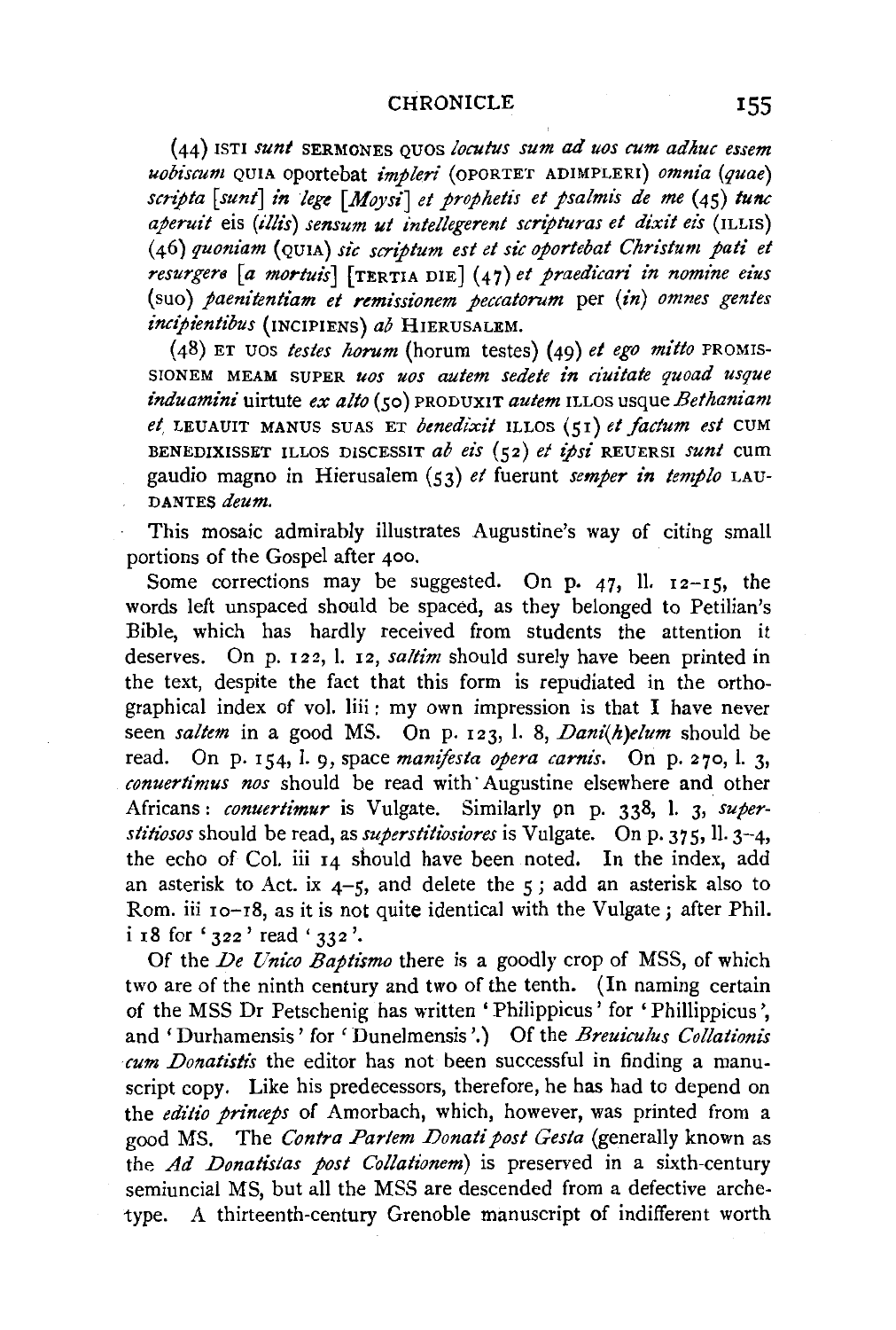(44) ISTI *sunt* SERMONES QUOS *locutus sum ad uos cum adhuc essem uobiscum* QUIA oportebat *impleri* (OPORTET ADIMPLERI) *omnia* (*quae*) *scripta* [*sunt*] *in lege* [*Moysi*] *et prophetis et psalmis de me* (45) *tunc aperuit* eis (*illis*) *sensum ut intellegerent scripturas et dixit eis* (ILLIS) (46) *quoniam* (QUIA) *sic scriptum est et sic oportebat Christum pati et resurgere* [*a mortuis*] [TERTIA DIE] (47) *et praedicari in nomine eius* (suo) *paenitentiam et remissionem peccatorum* per (*in*) *omnes gentes incipientibus* (INCIPIENS) *ab* HIERUSALEM.

(48) ET UOS *testes horum* (horum testes) (49) *et ego mitto* PROMISSIONEM MEAM SUPER *uos uos autem sedete in ciuitate quoad usque induamini* uirtute *ex alto* (50) PRODUXIT *autem* ILLOS usque *Bethaniam et* LEUAUIT MANUS SUAS ET *benedixit* ILLOS (51) *et factum est* CUM BENEDIXISSET ILLOS DISCESSIT *ab eis* (52) *et ipsi* REUERSI *sunt* cum gaudio magno in Hierusalem (53) *et* fuerunt *semper in templo* LAUDANTES *deum.*

This mosaic admirably illustrates Augustine's way of citing small portions of the Gospel after 400.

Some corrections may be suggested. On p. 47, ll. 12–15, the words left unspaced should be spaced, as they belonged to Petilian's Bible, which has hardly received from students the attention it deserves. On p. 122, l. 12, *saltim* should surely have been printed in the text, despite the fact that this form is repudiated in the orthographical index of vol. liii: my own impression is that I have never seen *saltem* in a good MS. On p. 123, l. 8, *Dani(h)elum* should be read. On p. 154, l. 9, space *manifesta opera carnis*. On p. 270, l. 3, *conuertimus nos* should be read with Augustine elsewhere and other Africans: *conuertimur* is Vulgate. Similarly on p. 338, l. 3, *superstitiosos* should be read, as *superstitiosiores* is Vulgate. On p. 375, ll. 3–4, the echo of Col. iii 14 should have been noted. In the index, add an asterisk to Act. ix 4–5, and delete the 5; add an asterisk also to Rom. iii 10–18, as it is not quite identical with the Vulgate; after Phil. i 18 for '322' read '332'.

Of the *De Unico Baptismo* there is a goodly crop of MSS, of which two are of the ninth century and two of the tenth. (In naming certain of the MSS Dr Petschenig has written 'Philippicus' for 'Phillippicus', and 'Durhamensis' for 'Dunelmensis'.) Of the *Breuiculus Collationis cum Donatistis* the editor has not been successful in finding a manuscript copy. Like his predecessors, therefore, he has had to depend on the *editio princeps* of Amorbach, which, however, was printed from a good MS. The *Contra Partem Donati post Gesta* (generally known as the *Ad Donatistas post Collationem*) is preserved in a sixth-century semiuncial MS, but all the MSS are descended from a defective archetype. A thirteenth-century Grenoble manuscript of indifferent worth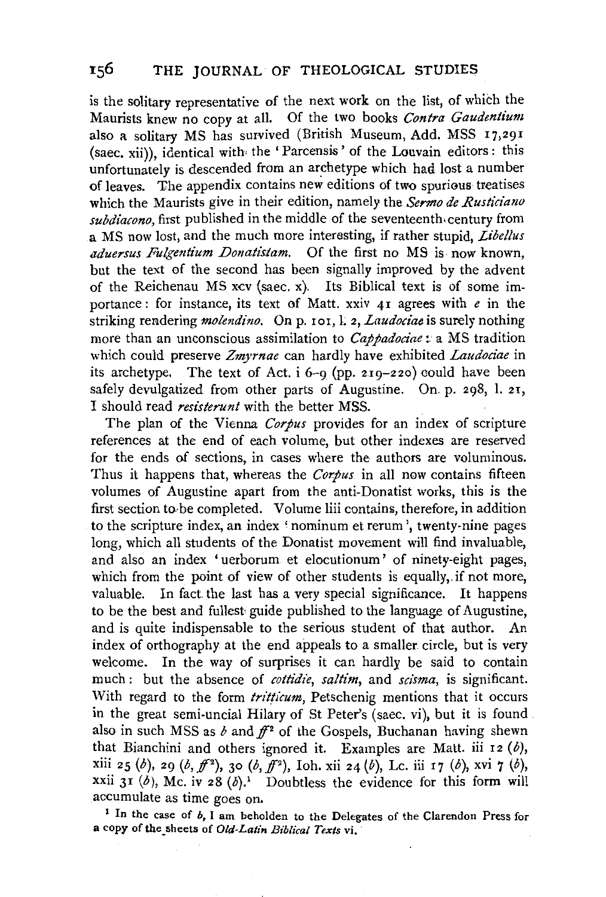is the solitary representative of the next work on the list, of which the Maurists knew no copy at all. Of the two books *Contra Gaudentium* also a solitary MS has survived (British Museum, Add. MSS 17,291 (saec. xii)), identical with the 'Parcensis' of the Louvain editors: this unfortunately is descended from an archetype which had lost a number of leaves. The appendix contains new editions of two spurious treatises which the Maurists give in their edition, namely the *Sermo de Rusticiano subdiacono*, first published in the middle of the seventeenth century from a MS now lost, and the much more interesting, if rather stupid, *Libellus aduersus Fulgentium Donatistam.* Of the first no MS is now known, but the text of the second has been signally improved by the advent of the Reichenau MS xcv (saec. x). Its Biblical text is of some importance: for instance, its text of Matt. xxiv 41 agrees with *e* in the striking rendering *molendino.* On p. 101, l. 2, *Laudociae* is surely nothing more than an unconscious assimilation to *Cappadociae*: a MS tradition which could preserve *Zmyrnae* can hardly have exhibited *Laudociae* in its archetype. The text of Act. i 6–9 (pp. 219–220) could have been safely devulgatized from other parts of Augustine. On p. 298, l. 21, I should read *resisterunt* with the better MSS.

The plan of the Vienna *Corpus* provides for an index of scripture references at the end of each volume, but other indexes are reserved for the ends of sections, in cases where the authors are voluminous. Thus it happens that, whereas the *Corpus* in all now contains fifteen volumes of Augustine apart from the anti-Donatist works, this is the first section to be completed. Volume liii contains, therefore, in addition to the scripture index, an index 'nominum et rerum', twenty-nine pages long, which all students of the Donatist movement will find invaluable, and also an index 'uerborum et elocutionum' of ninety-eight pages, which from the point of view of other students is equally, if not more, valuable. In fact the last has a very special significance. It happens to be the best and fullest guide published to the language of Augustine, and is quite indispensable to the serious student of that author. An index of orthography at the end appeals to a smaller circle, but is very welcome. In the way of surprises it can hardly be said to contain much: but the absence of *cottidie*, *saltim*, and *scisma*, is significant. With regard to the form *tritticum*, Petschenig mentions that it occurs in the great semi-uncial Hilary of St Peter's (saec. vi), but it is found also in such MSS as *b* and *ff*² of the Gospels, Buchanan having shewn that Bianchini and others ignored it. Examples are Matt. iii 12 (*b*), xiii 25 (*b*), 29 (*b*, *ff*²), 30 (*b*, *ff*²), Ioh. xii 24 (*b*), Lc. iii 17 (*b*), xvi 7 (*b*), xxii 31 (*b*), Mc. iv 28 (*b*).[1] Doubtless the evidence for this form will accumulate as time goes on.

[1] In the case of *b*, I am beholden to the Delegates of the Clarendon Press for a copy of the sheets of *Old-Latin Biblical Texts* vi.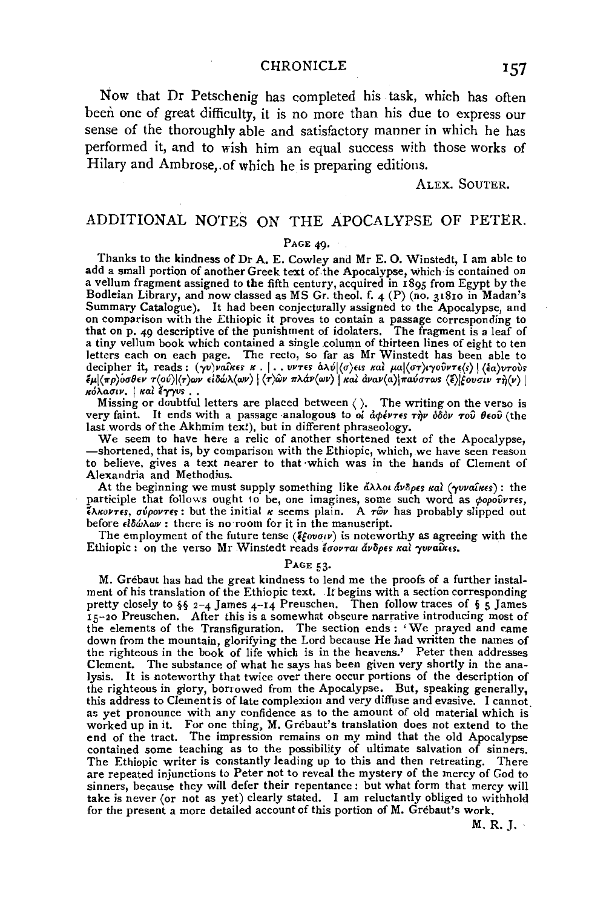Now that Dr Petschenig has completed his task, which has often been one of great difficulty, it is no more than his due to express our sense of the thoroughly able and satisfactory manner in which he has performed it, and to wish him an equal success with those works of Hilary and Ambrose, of which he is preparing editions.

ALEX. SOUTER.

## ADDITIONAL NOTES ON THE APOCALYPSE OF PETER.

### PAGE 49.

Thanks to the kindness of Dr A. E. Cowley and Mr E. O. Winstedt, I am able to add a small portion of another Greek text of the Apocalypse, which is contained on a vellum fragment assigned to the fifth century, acquired in 1895 from Egypt by the Bodleian Library, and now classed as MS Gr. theol. f. 4 (P) (no. 31810 in Madan's Summary Catalogue). It had been conjecturally assigned to the Apocalypse, and on comparison with the Ethiopic it proves to contain a passage corresponding to that on p. 49 descriptive of the punishment of idolaters. The fragment is a leaf of a tiny vellum book which contained a single column of thirteen lines of eight to ten letters each on each page. The recto, so far as Mr Winstedt has been able to decipher it, reads: (γυ)ναῖκες κ. | . . υντες ἀλύ|(σ)εις καὶ μα|(στ)ιγοῦντε(ς) | (ἑα)υτοὺς ἔμ|(πρ)οσθεν τ(ού)|(τ)ων εἰδώλ(ων) | (τ)ῶν πλάν(ων) | καὶ ἀναν(α)|παύστως (ἕ)|ξουσιν τὴ(ν) | κόλασιν. | καὶ ἔγγυς . .

Missing or doubtful letters are placed between ( ). The writing on the verso is very faint. It ends with a passage analogous to οἱ ἀφέντες τὴν ὁδὸν τοῦ θεοῦ (the last words of the Akhmim text), but in different phraseology.

We seem to have here a relic of another shortened text of the Apocalypse, —shortened, that is, by comparison with the Ethiopic, which, we have seen reason to believe, gives a text nearer to that which was in the hands of Clement of Alexandria and Methodius.

At the beginning we must supply something like ἄλλοι ἄνδρες καὶ (γυναῖκες): the participle that follows ought to be, one imagines, some such word as φοροῦντες, ἕλκοντες, σύροντες: but the initial κ seems plain. A τῶν has probably slipped out before εἰδώλων: there is no room for it in the manuscript.

The employment of the future tense (ἕξουσιν) is noteworthy as agreeing with the Ethiopic: on the verso Mr Winstedt reads ἔσονται ἄνδρες καὶ γυναῖκες.

### PAGE 53.

M. Grébaut has had the great kindness to lend me the proofs of a further instalment of his translation of the Ethiopic text. It begins with a section corresponding pretty closely to §§ 2–4 James 4–14 Preuschen. Then follow traces of § 5 James 15–20 Preuschen. After this is a somewhat obscure narrative introducing most of the elements of the Transfiguration. The section ends: 'We prayed and came down from the mountain, glorifying the Lord because He had written the names of the righteous in the book of life which is in the heavens.' Peter then addresses Clement. The substance of what he says has been given very shortly in the analysis. It is noteworthy that twice over there occur portions of the description of the righteous in glory, borrowed from the Apocalypse. But, speaking generally, this address to Clement is of late complexion and very diffuse and evasive. I cannot as yet pronounce with any confidence as to the amount of old material which is worked up in it. For one thing, M. Grébaut's translation does not extend to the end of the tract. The impression remains on my mind that the old Apocalypse contained some teaching as to the possibility of ultimate salvation of sinners. The Ethiopic writer is constantly leading up to this and then retreating. There are repeated injunctions to Peter not to reveal the mystery of the mercy of God to sinners, because they will defer their repentance: but what form that mercy will take is never (or not as yet) clearly stated. I am reluctantly obliged to withhold for the present a more detailed account of this portion of M. Grébaut's work.

M. R. J.